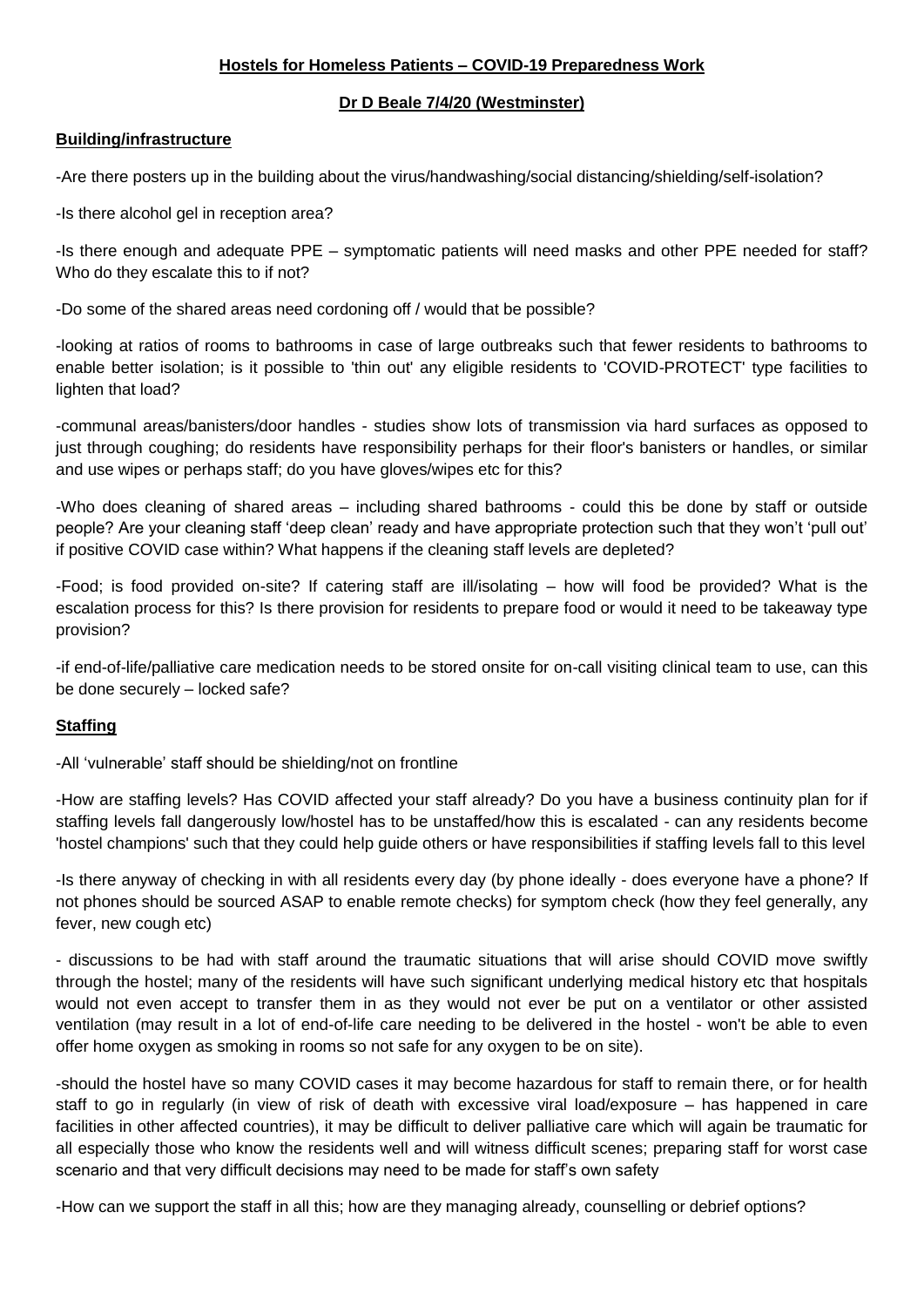**Hostels for Homeless Patients – COVID-19 Preparedness Work**

**Dr D Beale 7/4/20 (Westminster)**

**Building/infrastructure**

-Are there posters up in the building about the virus/handwashing/social distancing/shielding/self-isolation?

-Is there alcohol gel in reception area?

-Is there enough and adequate PPE – symptomatic patients will need masks and other PPE needed for staff? Who do they escalate this to if not?

-Do some of the shared areas need cordoning off / would that be possible?

-looking at ratios of rooms to bathrooms in case of large outbreaks such that fewer residents to bathrooms to enable better isolation; is it possible to 'thin out' any eligible residents to 'COVID-PROTECT' type facilities to lighten that load?

-communal areas/banisters/door handles - studies show lots of transmission via hard surfaces as opposed to just through coughing; do residents have responsibility perhaps for their floor's banisters or handles, or similar and use wipes or perhaps staff; do you have gloves/wipes etc for this?

-Who does cleaning of shared areas – including shared bathrooms - could this be done by staff or outside people? Are your cleaning staff 'deep clean' ready and have appropriate protection such that they won't 'pull out' if positive COVID case within? What happens if the cleaning staff levels are depleted?

-Food; is food provided on-site? If catering staff are ill/isolating – how will food be provided? What is the escalation process for this? Is there provision for residents to prepare food or would it need to be takeaway type provision?

-if end-of-life/palliative care medication needs to be stored onsite for on-call visiting clinical team to use, can this be done securely – locked safe?

**Staffing**

-All 'vulnerable' staff should be shielding/not on frontline

-How are staffing levels? Has COVID affected your staff already? Do you have a business continuity plan for if staffing levels fall dangerously low/hostel has to be unstaffed/how this is escalated - can any residents become 'hostel champions' such that they could help guide others or have responsibilities if staffing levels fall to this level

-Is there anyway of checking in with all residents every day (by phone ideally - does everyone have a phone? If not phones should be sourced ASAP to enable remote checks) for symptom check (how they feel generally, any fever, new cough etc)

- discussions to be had with staff around the traumatic situations that will arise should COVID move swiftly through the hostel; many of the residents will have such significant underlying medical history etc that hospitals would not even accept to transfer them in as they would not ever be put on a ventilator or other assisted ventilation (may result in a lot of end-of-life care needing to be delivered in the hostel - won't be able to even offer home oxygen as smoking in rooms so not safe for any oxygen to be on site).

-should the hostel have so many COVID cases it may become hazardous for staff to remain there, or for health staff to go in regularly (in view of risk of death with excessive viral load/exposure – has happened in care facilities in other affected countries), it may be difficult to deliver palliative care which will again be traumatic for all especially those who know the residents well and will witness difficult scenes; preparing staff for worst case scenario and that very difficult decisions may need to be made for staff's own safety

-How can we support the staff in all this; how are they managing already, counselling or debrief options?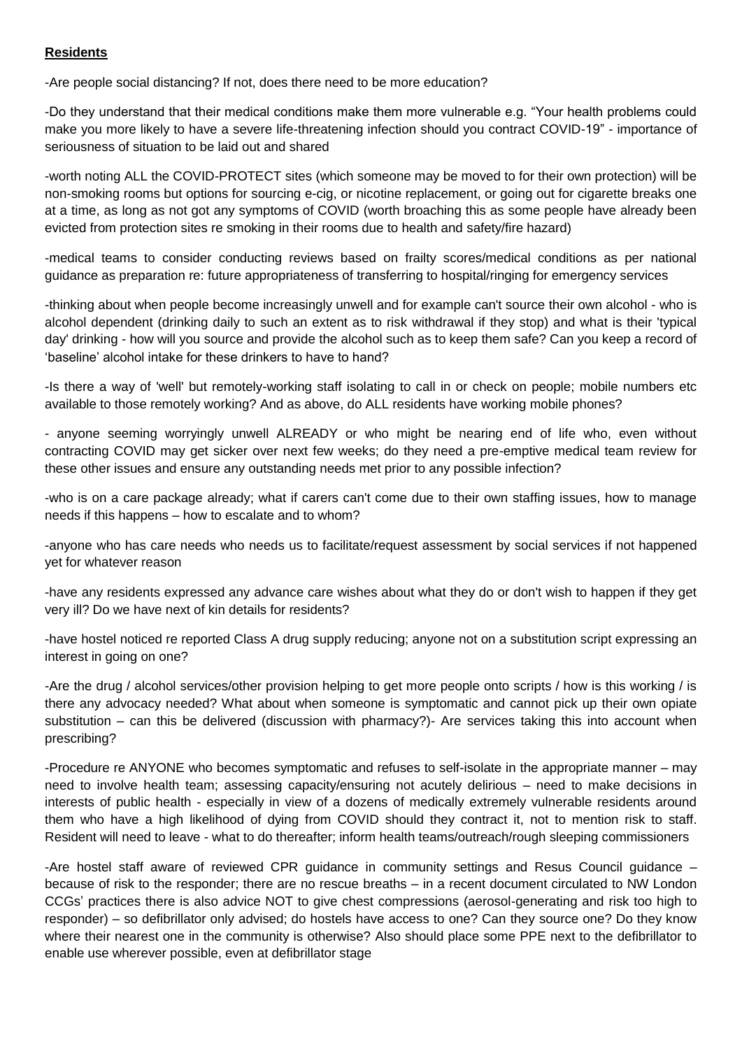**Residents**

-Are people social distancing? If not, does there need to be more education?

-Do they understand that their medical conditions make them more vulnerable e.g. "Your health problems could make you more likely to have a severe life-threatening infection should you contract COVID-19" - importance of seriousness of situation to be laid out and shared

-worth noting ALL the COVID-PROTECT sites (which someone may be moved to for their own protection) will be non-smoking rooms but options for sourcing e-cig, or nicotine replacement, or going out for cigarette breaks one at a time, as long as not got any symptoms of COVID (worth broaching this as some people have already been evicted from protection sites re smoking in their rooms due to health and safety/fire hazard)

-medical teams to consider conducting reviews based on frailty scores/medical conditions as per national guidance as preparation re: future appropriateness of transferring to hospital/ringing for emergency services

-thinking about when people become increasingly unwell and for example can't source their own alcohol - who is alcohol dependent (drinking daily to such an extent as to risk withdrawal if they stop) and what is their 'typical day' drinking - how will you source and provide the alcohol such as to keep them safe? Can you keep a record of 'baseline' alcohol intake for these drinkers to have to hand?

-Is there a way of 'well' but remotely-working staff isolating to call in or check on people; mobile numbers etc available to those remotely working? And as above, do ALL residents have working mobile phones?

- anyone seeming worryingly unwell ALREADY or who might be nearing end of life who, even without contracting COVID may get sicker over next few weeks; do they need a pre-emptive medical team review for these other issues and ensure any outstanding needs met prior to any possible infection?

-who is on a care package already; what if carers can't come due to their own staffing issues, how to manage needs if this happens – how to escalate and to whom?

-anyone who has care needs who needs us to facilitate/request assessment by social services if not happened yet for whatever reason

-have any residents expressed any advance care wishes about what they do or don't wish to happen if they get very ill? Do we have next of kin details for residents?

-have hostel noticed re reported Class A drug supply reducing; anyone not on a substitution script expressing an interest in going on one?

-Are the drug / alcohol services/other provision helping to get more people onto scripts / how is this working / is there any advocacy needed? What about when someone is symptomatic and cannot pick up their own opiate substitution – can this be delivered (discussion with pharmacy?)- Are services taking this into account when prescribing?

-Procedure re ANYONE who becomes symptomatic and refuses to self-isolate in the appropriate manner – may need to involve health team; assessing capacity/ensuring not acutely delirious – need to make decisions in interests of public health - especially in view of a dozens of medically extremely vulnerable residents around them who have a high likelihood of dying from COVID should they contract it, not to mention risk to staff. Resident will need to leave - what to do thereafter; inform health teams/outreach/rough sleeping commissioners

-Are hostel staff aware of reviewed CPR guidance in community settings and Resus Council guidance – because of risk to the responder; there are no rescue breaths – in a recent document circulated to NW London CCGs' practices there is also advice NOT to give chest compressions (aerosol-generating and risk too high to responder) – so defibrillator only advised; do hostels have access to one? Can they source one? Do they know where their nearest one in the community is otherwise? Also should place some PPE next to the defibrillator to enable use wherever possible, even at defibrillator stage